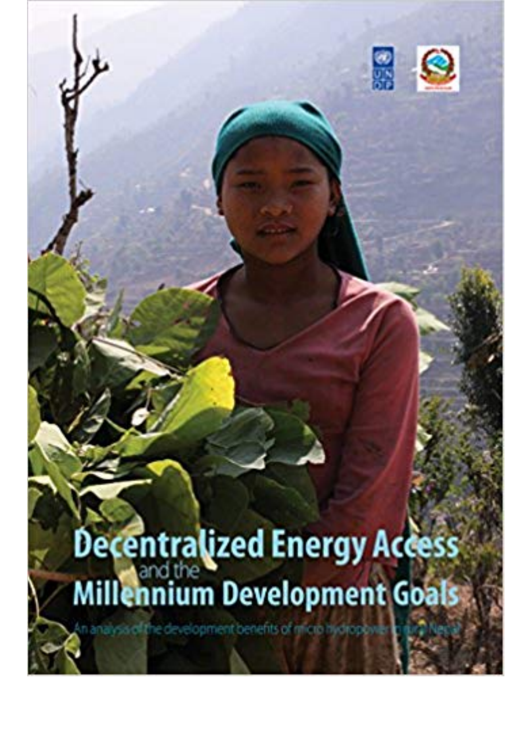# Decentralized Energy Access and the Millennium Development Goals

An analysis of the development benefits of micro hydropower in rural Nepal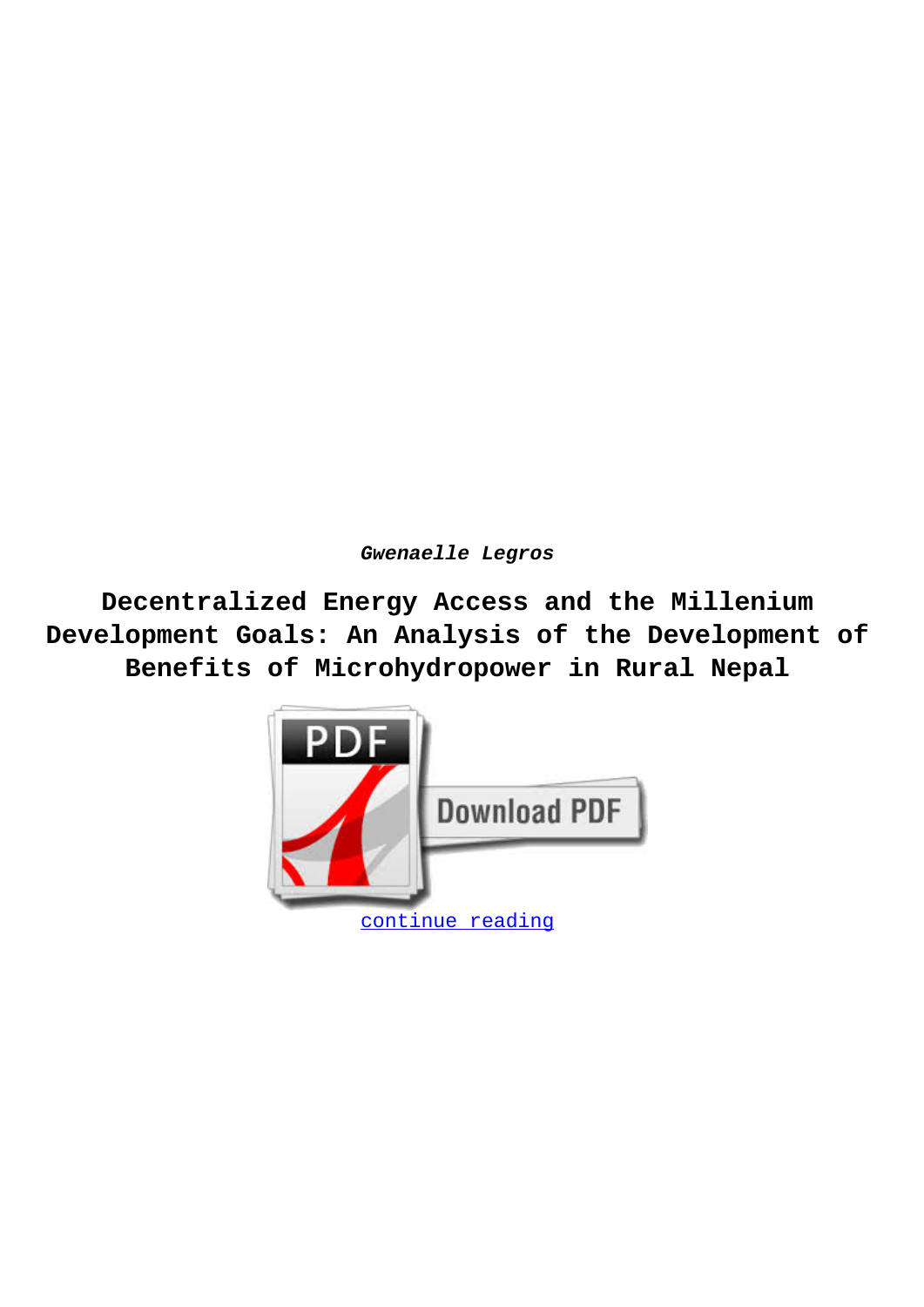***Gwenaelle Legros***

**Decentralized Energy Access and the Millenium Development Goals: An Analysis of the Development of Benefits of Microhydropower in Rural Nepal**

continue reading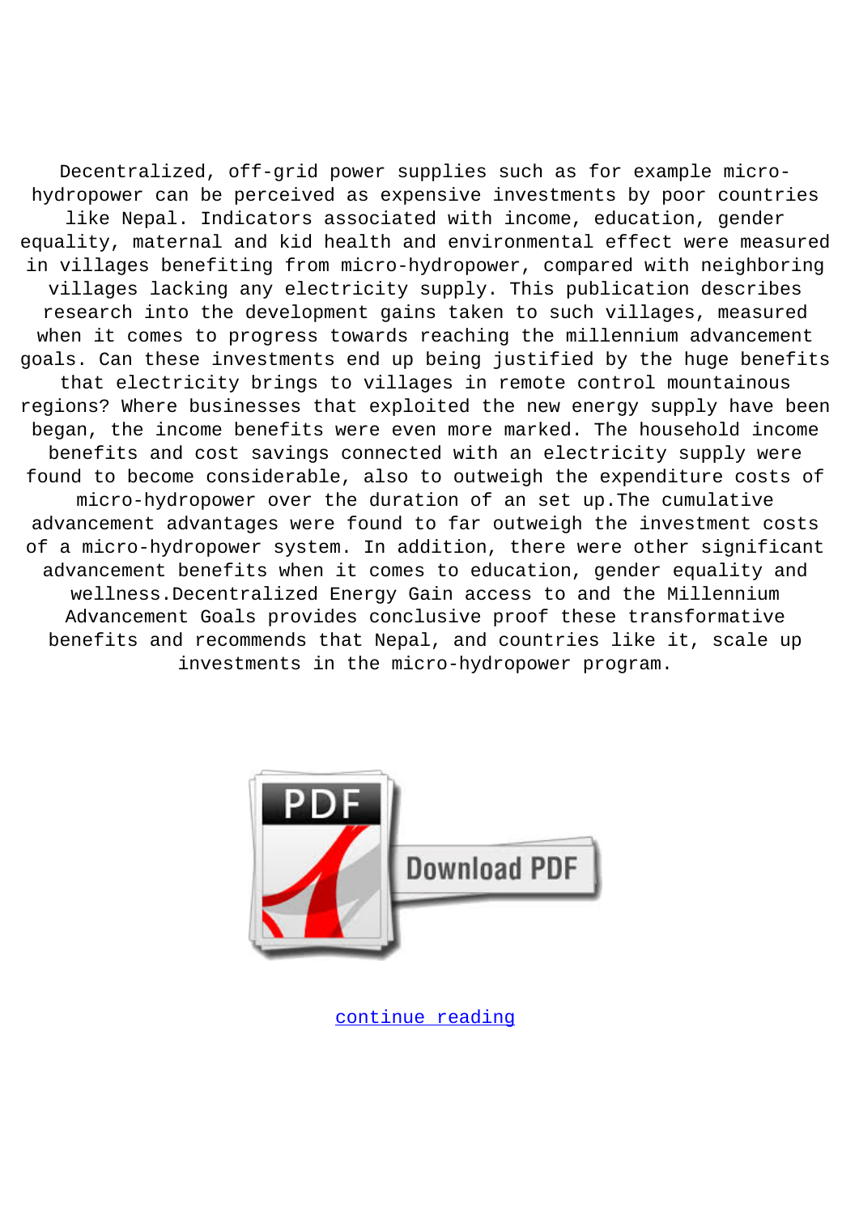Decentralized, off-grid power supplies such as for example micro-hydropower can be perceived as expensive investments by poor countries like Nepal. Indicators associated with income, education, gender equality, maternal and kid health and environmental effect were measured in villages benefiting from micro-hydropower, compared with neighboring villages lacking any electricity supply. This publication describes research into the development gains taken to such villages, measured when it comes to progress towards reaching the millennium advancement goals. Can these investments end up being justified by the huge benefits that electricity brings to villages in remote control mountainous regions? Where businesses that exploited the new energy supply have been began, the income benefits were even more marked. The household income benefits and cost savings connected with an electricity supply were found to become considerable, also to outweigh the expenditure costs of micro-hydropower over the duration of an set up.The cumulative advancement advantages were found to far outweigh the investment costs of a micro-hydropower system. In addition, there were other significant advancement benefits when it comes to education, gender equality and wellness.Decentralized Energy Gain access to and the Millennium Advancement Goals provides conclusive proof these transformative benefits and recommends that Nepal, and countries like it, scale up investments in the micro-hydropower program.

Download PDF

continue reading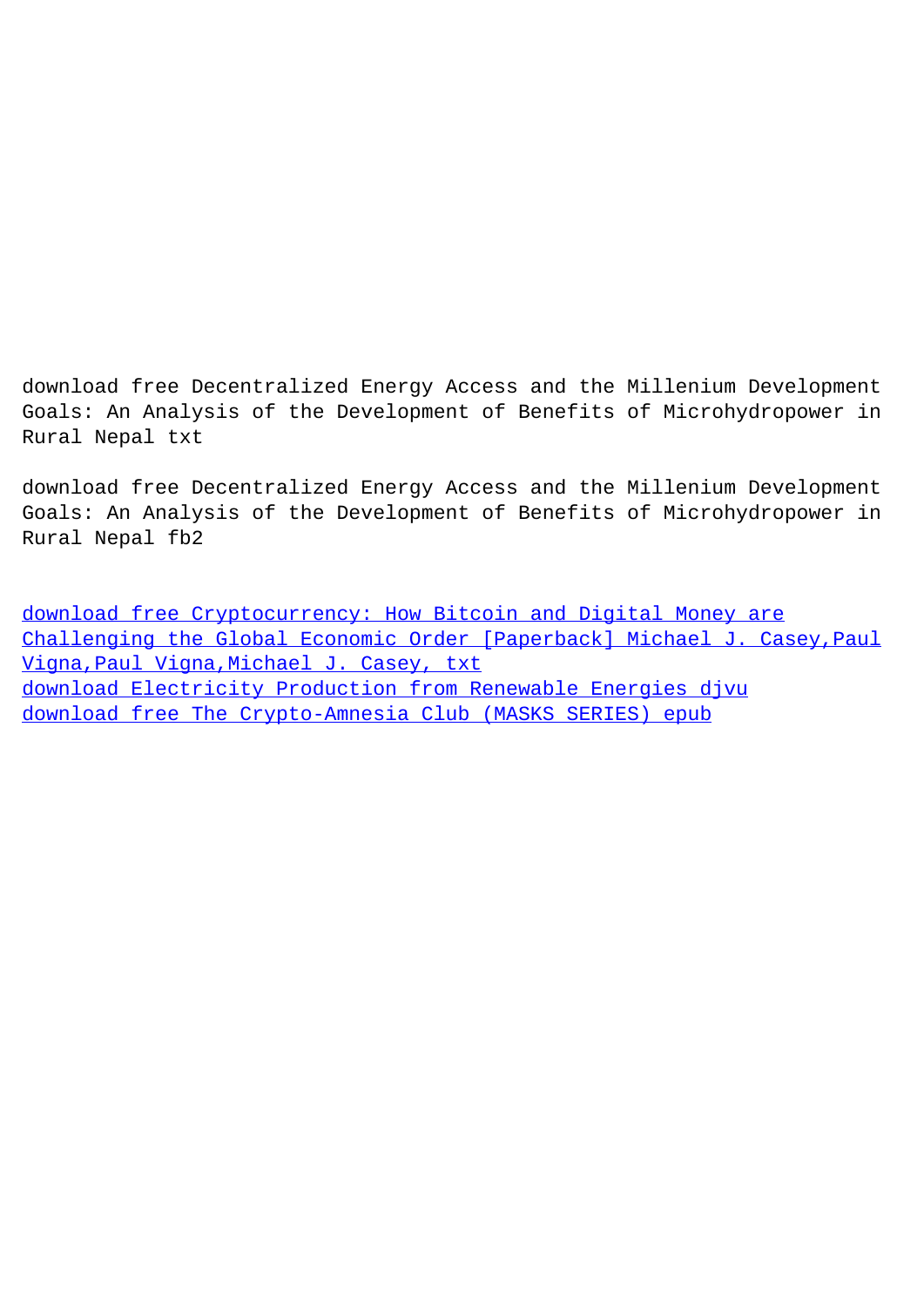download free Decentralized Energy Access and the Millenium Development Goals: An Analysis of the Development of Benefits of Microhydropower in Rural Nepal txt

download free Decentralized Energy Access and the Millenium Development Goals: An Analysis of the Development of Benefits of Microhydropower in Rural Nepal fb2

download free Cryptocurrency: How Bitcoin and Digital Money are Challenging the Global Economic Order [Paperback] Michael J. Casey,Paul Vigna,Paul Vigna,Michael J. Casey, txt
download Electricity Production from Renewable Energies djvu
download free The Crypto-Amnesia Club (MASKS SERIES) epub